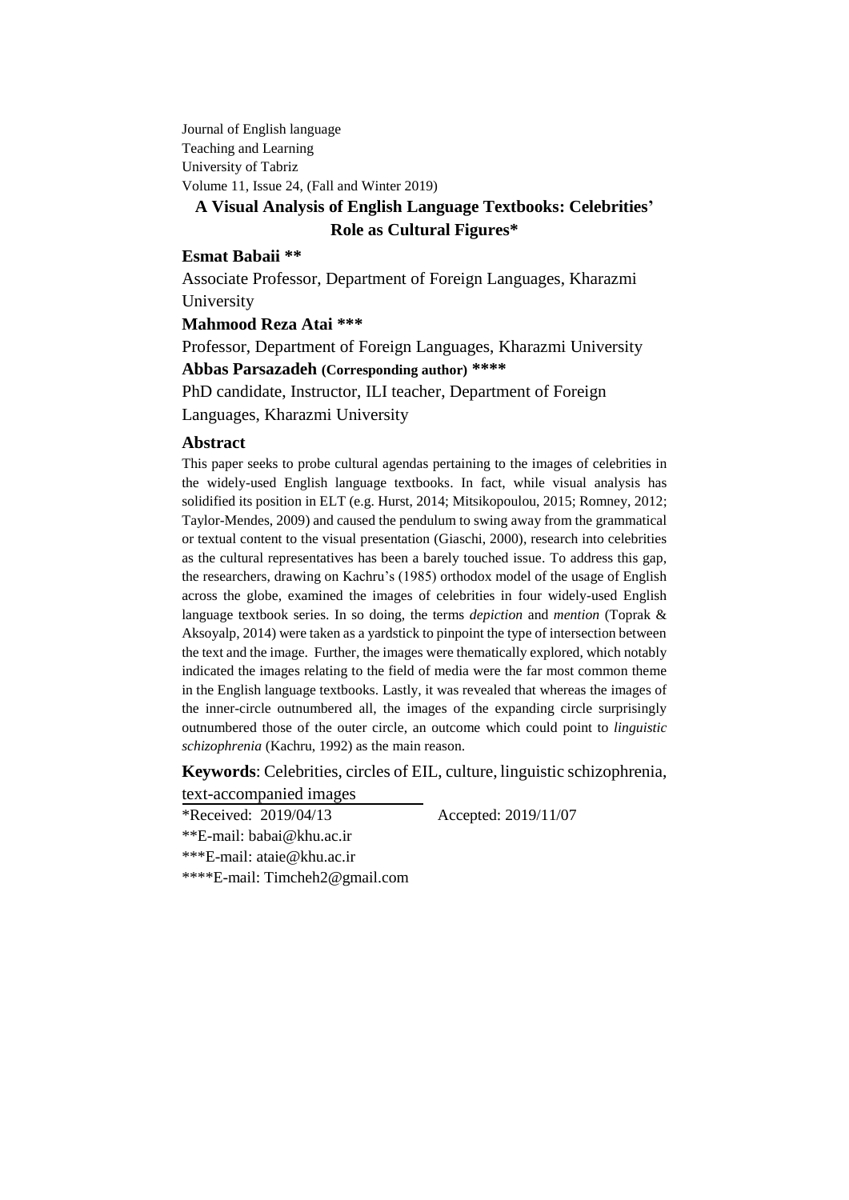Journal of English language
Teaching and Learning
University of Tabriz
Volume 11, Issue 24, (Fall and Winter 2019)

# A Visual Analysis of English Language Textbooks: Celebrities' Role as Cultural Figures*

**Esmat Babaii ****

Associate Professor, Department of Foreign Languages, Kharazmi University

**Mahmood Reza Atai *****

Professor, Department of Foreign Languages, Kharazmi University

**Abbas Parsazadeh (Corresponding author) ******

PhD candidate, Instructor, ILI teacher, Department of Foreign Languages, Kharazmi University

## Abstract

This paper seeks to probe cultural agendas pertaining to the images of celebrities in the widely-used English language textbooks. In fact, while visual analysis has solidified its position in ELT (e.g. Hurst, 2014; Mitsikopoulou, 2015; Romney, 2012; Taylor-Mendes, 2009) and caused the pendulum to swing away from the grammatical or textual content to the visual presentation (Giaschi, 2000), research into celebrities as the cultural representatives has been a barely touched issue. To address this gap, the researchers, drawing on Kachru's (1985) orthodox model of the usage of English across the globe, examined the images of celebrities in four widely-used English language textbook series. In so doing, the terms *depiction* and *mention* (Toprak & Aksoyalp, 2014) were taken as a yardstick to pinpoint the type of intersection between the text and the image. Further, the images were thematically explored, which notably indicated the images relating to the field of media were the far most common theme in the English language textbooks. Lastly, it was revealed that whereas the images of the inner-circle outnumbered all, the images of the expanding circle surprisingly outnumbered those of the outer circle, an outcome which could point to *linguistic schizophrenia* (Kachru, 1992) as the main reason.

**Keywords**: Celebrities, circles of EIL, culture, linguistic schizophrenia, text-accompanied images

---

*Received: 2019/04/13 Accepted: 2019/11/07

**E-mail: babai@khu.ac.ir

***E-mail: ataie@khu.ac.ir

****E-mail: Timcheh2@gmail.com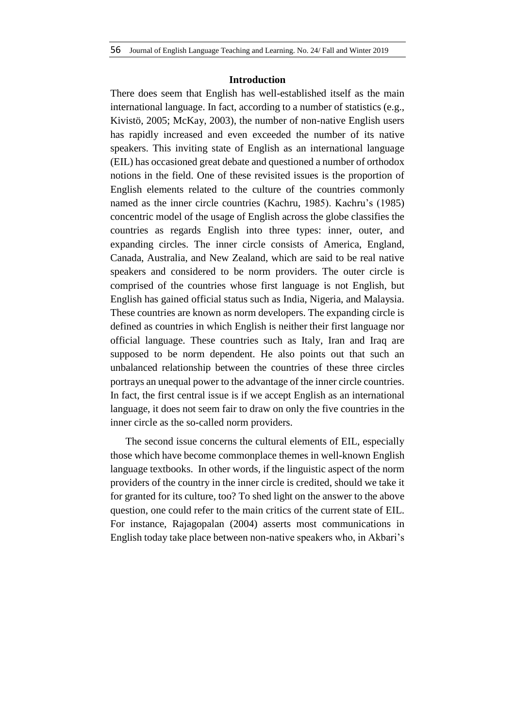## Introduction

There does seem that English has well-established itself as the main international language. In fact, according to a number of statistics (e.g., Kivistö, 2005; McKay, 2003), the number of non-native English users has rapidly increased and even exceeded the number of its native speakers. This inviting state of English as an international language (EIL) has occasioned great debate and questioned a number of orthodox notions in the field. One of these revisited issues is the proportion of English elements related to the culture of the countries commonly named as the inner circle countries (Kachru, 1985). Kachru's (1985) concentric model of the usage of English across the globe classifies the countries as regards English into three types: inner, outer, and expanding circles. The inner circle consists of America, England, Canada, Australia, and New Zealand, which are said to be real native speakers and considered to be norm providers. The outer circle is comprised of the countries whose first language is not English, but English has gained official status such as India, Nigeria, and Malaysia. These countries are known as norm developers. The expanding circle is defined as countries in which English is neither their first language nor official language. These countries such as Italy, Iran and Iraq are supposed to be norm dependent. He also points out that such an unbalanced relationship between the countries of these three circles portrays an unequal power to the advantage of the inner circle countries. In fact, the first central issue is if we accept English as an international language, it does not seem fair to draw on only the five countries in the inner circle as the so-called norm providers.

The second issue concerns the cultural elements of EIL, especially those which have become commonplace themes in well-known English language textbooks. In other words, if the linguistic aspect of the norm providers of the country in the inner circle is credited, should we take it for granted for its culture, too? To shed light on the answer to the above question, one could refer to the main critics of the current state of EIL. For instance, Rajagopalan (2004) asserts most communications in English today take place between non-native speakers who, in Akbari's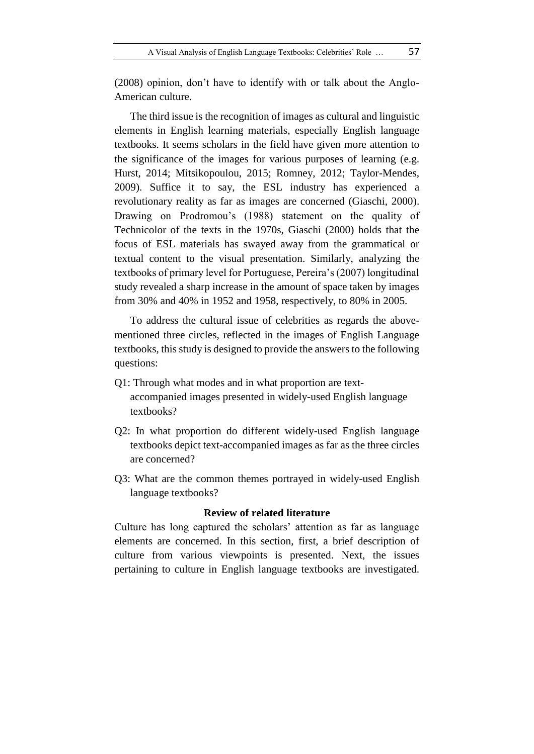(2008) opinion, don't have to identify with or talk about the Anglo-American culture.

The third issue is the recognition of images as cultural and linguistic elements in English learning materials, especially English language textbooks. It seems scholars in the field have given more attention to the significance of the images for various purposes of learning (e.g. Hurst, 2014; Mitsikopoulou, 2015; Romney, 2012; Taylor-Mendes, 2009). Suffice it to say, the ESL industry has experienced a revolutionary reality as far as images are concerned (Giaschi, 2000). Drawing on Prodromou's (1988) statement on the quality of Technicolor of the texts in the 1970s, Giaschi (2000) holds that the focus of ESL materials has swayed away from the grammatical or textual content to the visual presentation. Similarly, analyzing the textbooks of primary level for Portuguese, Pereira's (2007) longitudinal study revealed a sharp increase in the amount of space taken by images from 30% and 40% in 1952 and 1958, respectively, to 80% in 2005.

To address the cultural issue of celebrities as regards the above-mentioned three circles, reflected in the images of English Language textbooks, this study is designed to provide the answers to the following questions:

Q1: Through what modes and in what proportion are text-accompanied images presented in widely-used English language textbooks?

Q2: In what proportion do different widely-used English language textbooks depict text-accompanied images as far as the three circles are concerned?

Q3: What are the common themes portrayed in widely-used English language textbooks?

## Review of related literature

Culture has long captured the scholars' attention as far as language elements are concerned. In this section, first, a brief description of culture from various viewpoints is presented. Next, the issues pertaining to culture in English language textbooks are investigated.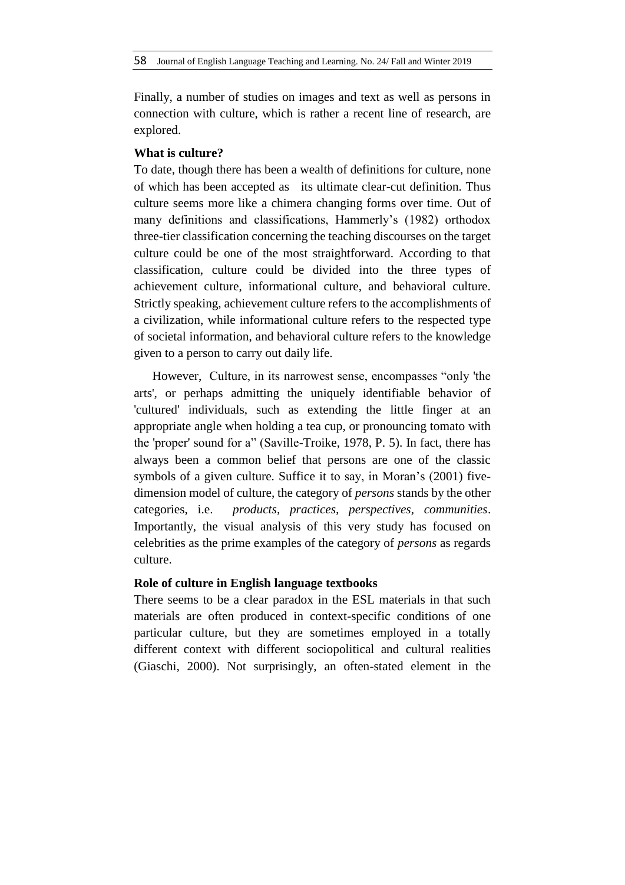Finally, a number of studies on images and text as well as persons in connection with culture, which is rather a recent line of research, are explored.

**What is culture?**

To date, though there has been a wealth of definitions for culture, none of which has been accepted as its ultimate clear-cut definition. Thus culture seems more like a chimera changing forms over time. Out of many definitions and classifications, Hammerly's (1982) orthodox three-tier classification concerning the teaching discourses on the target culture could be one of the most straightforward. According to that classification, culture could be divided into the three types of achievement culture, informational culture, and behavioral culture. Strictly speaking, achievement culture refers to the accomplishments of a civilization, while informational culture refers to the respected type of societal information, and behavioral culture refers to the knowledge given to a person to carry out daily life.

However, Culture, in its narrowest sense, encompasses "only 'the arts', or perhaps admitting the uniquely identifiable behavior of 'cultured' individuals, such as extending the little finger at an appropriate angle when holding a tea cup, or pronouncing tomato with the 'proper' sound for a" (Saville-Troike, 1978, P. 5). In fact, there has always been a common belief that persons are one of the classic symbols of a given culture. Suffice it to say, in Moran's (2001) five-dimension model of culture, the category of *persons* stands by the other categories, i.e. *products*, *practices*, *perspectives*, *communities*. Importantly, the visual analysis of this very study has focused on celebrities as the prime examples of the category of *persons* as regards culture.

**Role of culture in English language textbooks**

There seems to be a clear paradox in the ESL materials in that such materials are often produced in context-specific conditions of one particular culture, but they are sometimes employed in a totally different context with different sociopolitical and cultural realities (Giaschi, 2000). Not surprisingly, an often-stated element in the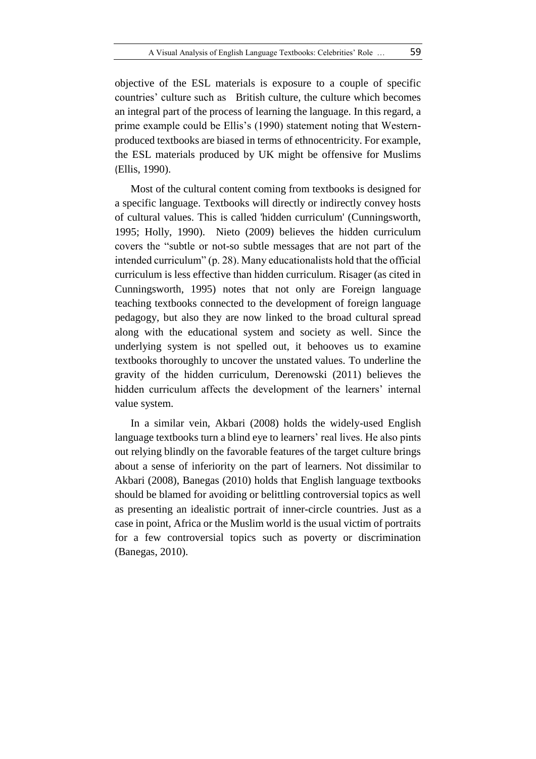objective of the ESL materials is exposure to a couple of specific countries' culture such as British culture, the culture which becomes an integral part of the process of learning the language. In this regard, a prime example could be Ellis's (1990) statement noting that Western-produced textbooks are biased in terms of ethnocentricity. For example, the ESL materials produced by UK might be offensive for Muslims (Ellis, 1990).

Most of the cultural content coming from textbooks is designed for a specific language. Textbooks will directly or indirectly convey hosts of cultural values. This is called 'hidden curriculum' (Cunningsworth, 1995; Holly, 1990). Nieto (2009) believes the hidden curriculum covers the "subtle or not-so subtle messages that are not part of the intended curriculum" (p. 28). Many educationalists hold that the official curriculum is less effective than hidden curriculum. Risager (as cited in Cunningsworth, 1995) notes that not only are Foreign language teaching textbooks connected to the development of foreign language pedagogy, but also they are now linked to the broad cultural spread along with the educational system and society as well. Since the underlying system is not spelled out, it behooves us to examine textbooks thoroughly to uncover the unstated values. To underline the gravity of the hidden curriculum, Derenowski (2011) believes the hidden curriculum affects the development of the learners' internal value system.

In a similar vein, Akbari (2008) holds the widely-used English language textbooks turn a blind eye to learners' real lives. He also pints out relying blindly on the favorable features of the target culture brings about a sense of inferiority on the part of learners. Not dissimilar to Akbari (2008), Banegas (2010) holds that English language textbooks should be blamed for avoiding or belittling controversial topics as well as presenting an idealistic portrait of inner-circle countries. Just as a case in point, Africa or the Muslim world is the usual victim of portraits for a few controversial topics such as poverty or discrimination (Banegas, 2010).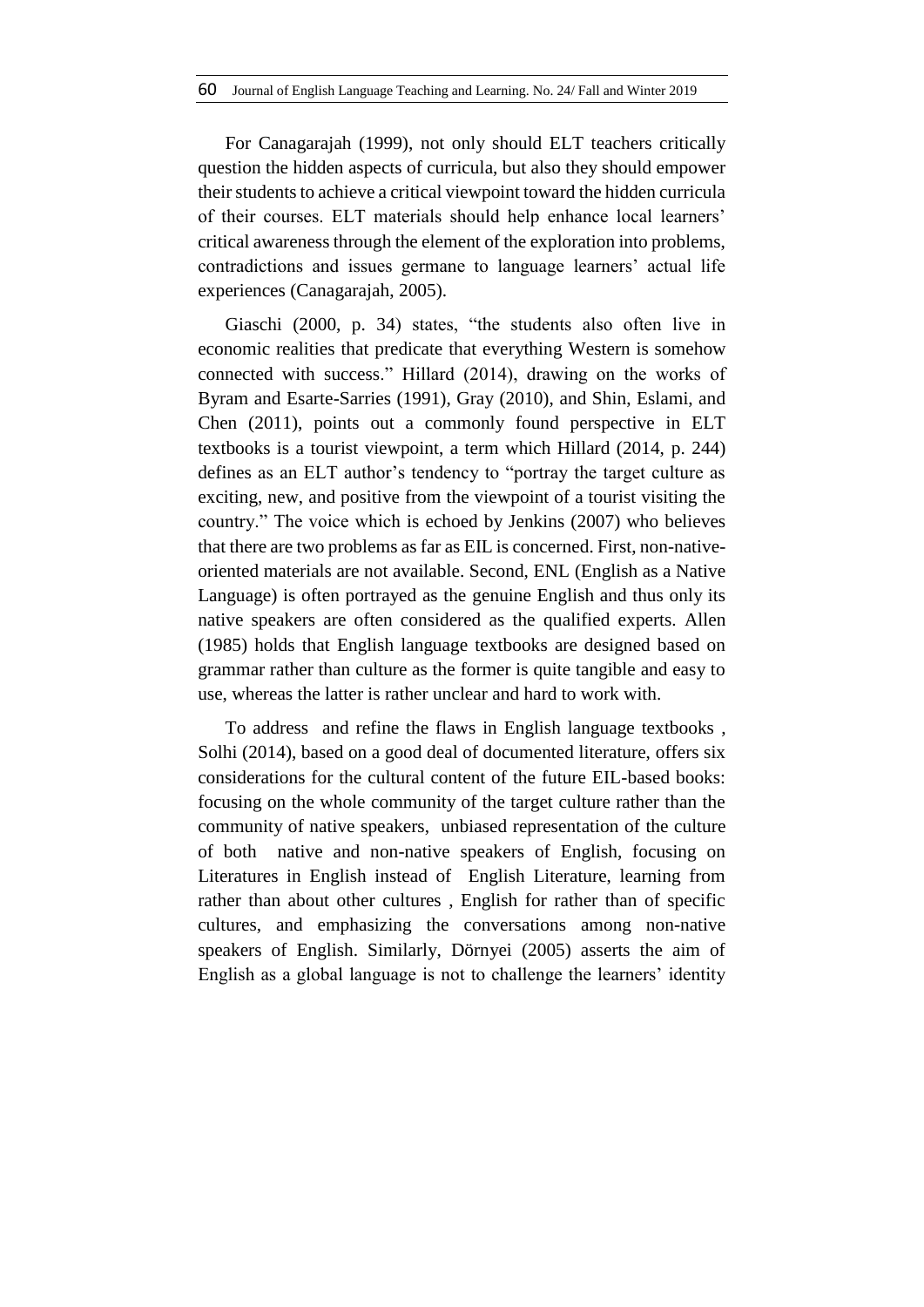For Canagarajah (1999), not only should ELT teachers critically question the hidden aspects of curricula, but also they should empower their students to achieve a critical viewpoint toward the hidden curricula of their courses. ELT materials should help enhance local learners' critical awareness through the element of the exploration into problems, contradictions and issues germane to language learners' actual life experiences (Canagarajah, 2005).

Giaschi (2000, p. 34) states, "the students also often live in economic realities that predicate that everything Western is somehow connected with success." Hillard (2014), drawing on the works of Byram and Esarte-Sarries (1991), Gray (2010), and Shin, Eslami, and Chen (2011), points out a commonly found perspective in ELT textbooks is a tourist viewpoint, a term which Hillard (2014, p. 244) defines as an ELT author's tendency to "portray the target culture as exciting, new, and positive from the viewpoint of a tourist visiting the country." The voice which is echoed by Jenkins (2007) who believes that there are two problems as far as EIL is concerned. First, non-native-oriented materials are not available. Second, ENL (English as a Native Language) is often portrayed as the genuine English and thus only its native speakers are often considered as the qualified experts. Allen (1985) holds that English language textbooks are designed based on grammar rather than culture as the former is quite tangible and easy to use, whereas the latter is rather unclear and hard to work with.

To address and refine the flaws in English language textbooks , Solhi (2014), based on a good deal of documented literature, offers six considerations for the cultural content of the future EIL-based books: focusing on the whole community of the target culture rather than the community of native speakers, unbiased representation of the culture of both native and non-native speakers of English, focusing on Literatures in English instead of English Literature, learning from rather than about other cultures , English for rather than of specific cultures, and emphasizing the conversations among non-native speakers of English. Similarly, Dörnyei (2005) asserts the aim of English as a global language is not to challenge the learners' identity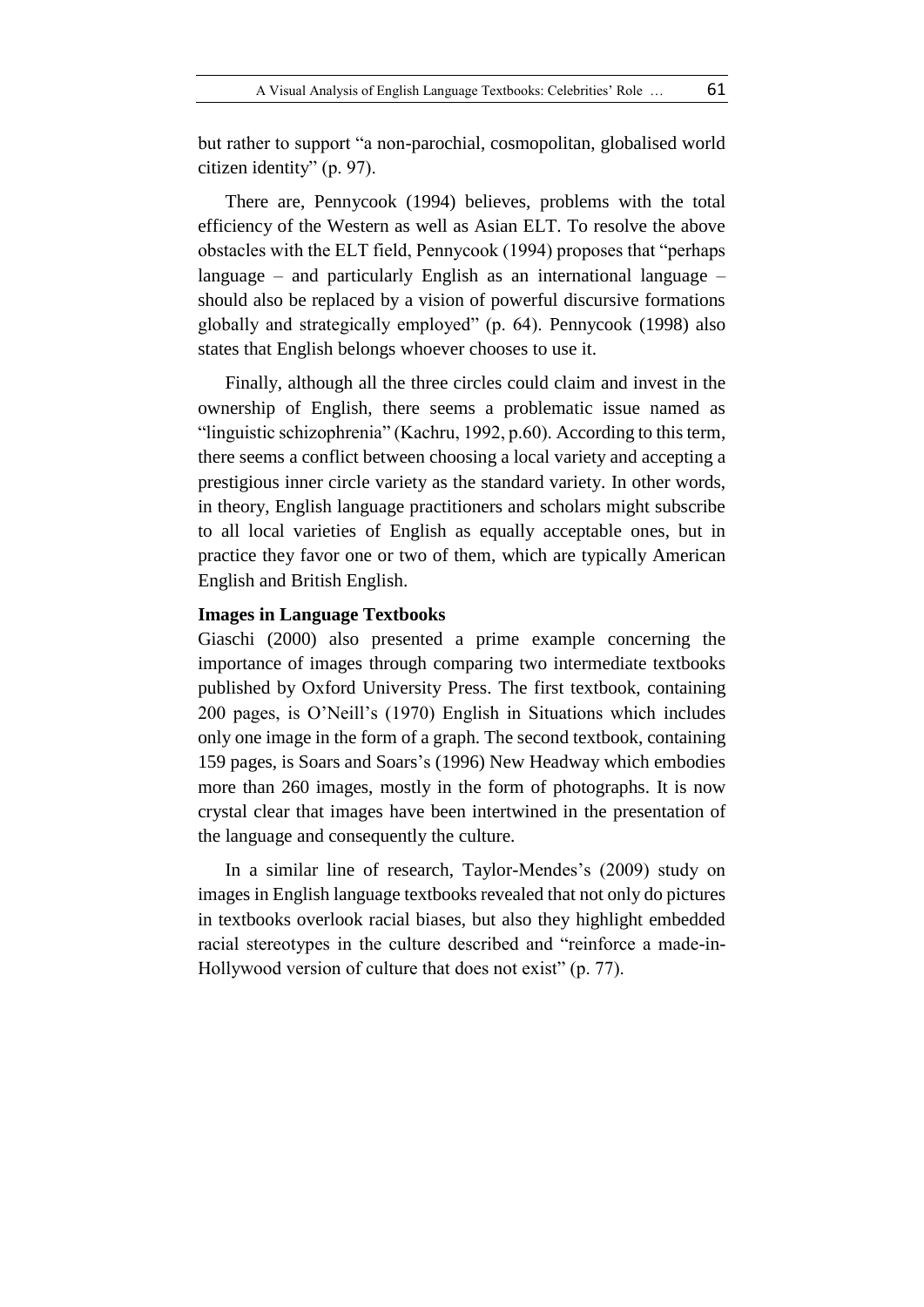but rather to support "a non-parochial, cosmopolitan, globalised world citizen identity" (p. 97).

There are, Pennycook (1994) believes, problems with the total efficiency of the Western as well as Asian ELT. To resolve the above obstacles with the ELT field, Pennycook (1994) proposes that "perhaps language – and particularly English as an international language – should also be replaced by a vision of powerful discursive formations globally and strategically employed" (p. 64). Pennycook (1998) also states that English belongs whoever chooses to use it.

Finally, although all the three circles could claim and invest in the ownership of English, there seems a problematic issue named as "linguistic schizophrenia" (Kachru, 1992, p.60). According to this term, there seems a conflict between choosing a local variety and accepting a prestigious inner circle variety as the standard variety. In other words, in theory, English language practitioners and scholars might subscribe to all local varieties of English as equally acceptable ones, but in practice they favor one or two of them, which are typically American English and British English.

**Images in Language Textbooks**

Giaschi (2000) also presented a prime example concerning the importance of images through comparing two intermediate textbooks published by Oxford University Press. The first textbook, containing 200 pages, is O'Neill's (1970) English in Situations which includes only one image in the form of a graph. The second textbook, containing 159 pages, is Soars and Soars's (1996) New Headway which embodies more than 260 images, mostly in the form of photographs. It is now crystal clear that images have been intertwined in the presentation of the language and consequently the culture.

In a similar line of research, Taylor-Mendes's (2009) study on images in English language textbooks revealed that not only do pictures in textbooks overlook racial biases, but also they highlight embedded racial stereotypes in the culture described and "reinforce a made-in-Hollywood version of culture that does not exist" (p. 77).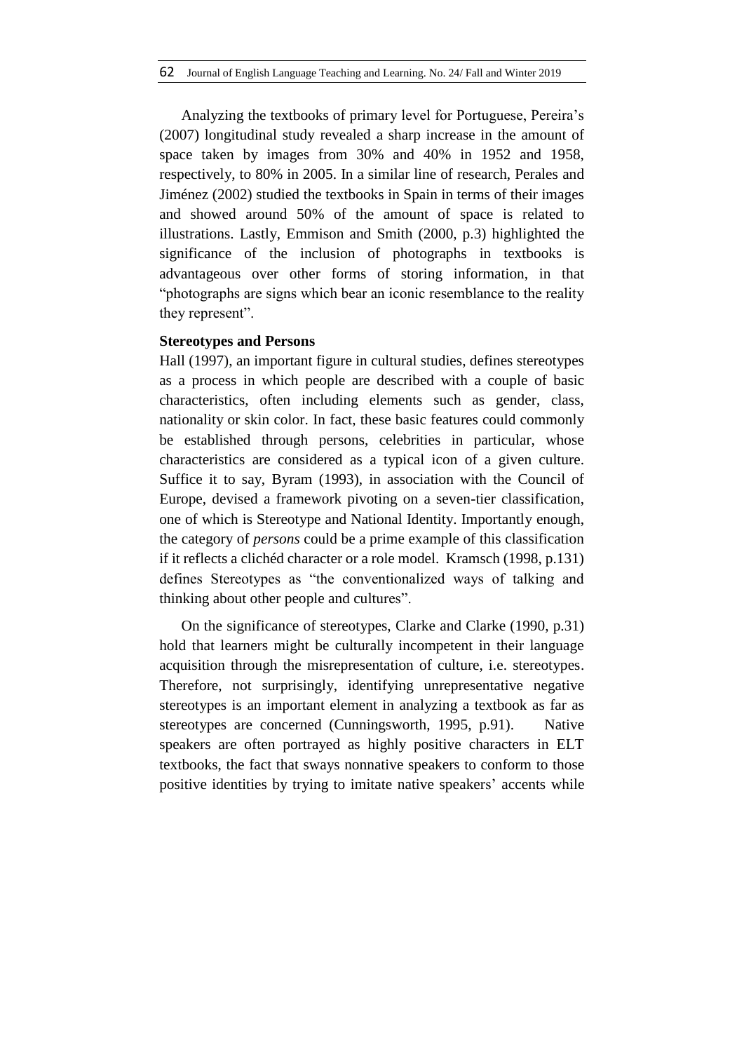Analyzing the textbooks of primary level for Portuguese, Pereira's (2007) longitudinal study revealed a sharp increase in the amount of space taken by images from 30% and 40% in 1952 and 1958, respectively, to 80% in 2005. In a similar line of research, Perales and Jiménez (2002) studied the textbooks in Spain in terms of their images and showed around 50% of the amount of space is related to illustrations. Lastly, Emmison and Smith (2000, p.3) highlighted the significance of the inclusion of photographs in textbooks is advantageous over other forms of storing information, in that "photographs are signs which bear an iconic resemblance to the reality they represent".

**Stereotypes and Persons**

Hall (1997), an important figure in cultural studies, defines stereotypes as a process in which people are described with a couple of basic characteristics, often including elements such as gender, class, nationality or skin color. In fact, these basic features could commonly be established through persons, celebrities in particular, whose characteristics are considered as a typical icon of a given culture. Suffice it to say, Byram (1993), in association with the Council of Europe, devised a framework pivoting on a seven-tier classification, one of which is Stereotype and National Identity. Importantly enough, the category of *persons* could be a prime example of this classification if it reflects a clichéd character or a role model. Kramsch (1998, p.131) defines Stereotypes as "the conventionalized ways of talking and thinking about other people and cultures".

On the significance of stereotypes, Clarke and Clarke (1990, p.31) hold that learners might be culturally incompetent in their language acquisition through the misrepresentation of culture, i.e. stereotypes. Therefore, not surprisingly, identifying unrepresentative negative stereotypes is an important element in analyzing a textbook as far as stereotypes are concerned (Cunningsworth, 1995, p.91). Native speakers are often portrayed as highly positive characters in ELT textbooks, the fact that sways nonnative speakers to conform to those positive identities by trying to imitate native speakers' accents while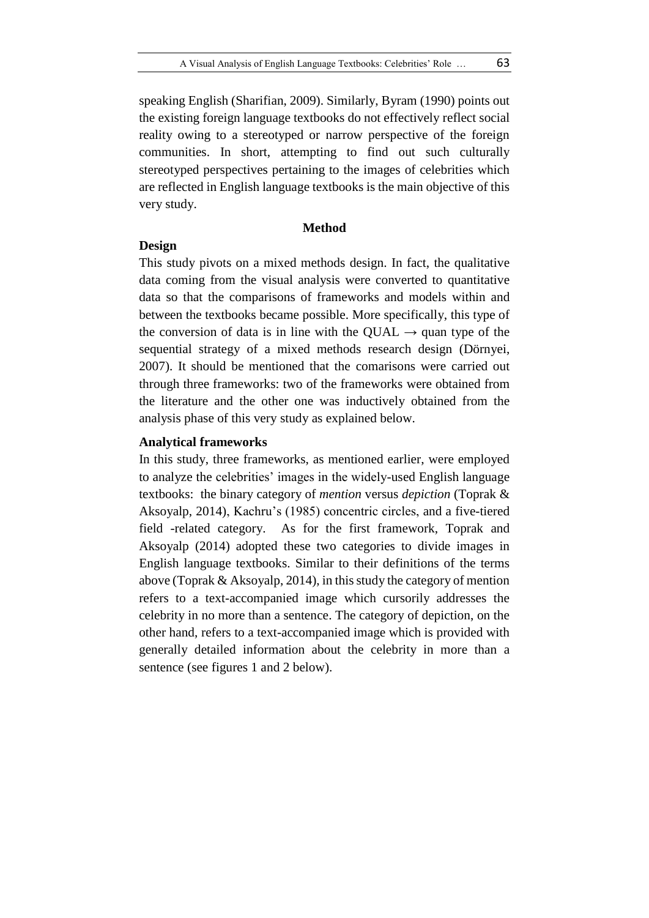speaking English (Sharifian, 2009). Similarly, Byram (1990) points out the existing foreign language textbooks do not effectively reflect social reality owing to a stereotyped or narrow perspective of the foreign communities. In short, attempting to find out such culturally stereotyped perspectives pertaining to the images of celebrities which are reflected in English language textbooks is the main objective of this very study.

## Method

### Design

This study pivots on a mixed methods design. In fact, the qualitative data coming from the visual analysis were converted to quantitative data so that the comparisons of frameworks and models within and between the textbooks became possible. More specifically, this type of the conversion of data is in line with the QUAL → quan type of the sequential strategy of a mixed methods research design (Dörnyei, 2007). It should be mentioned that the comarisons were carried out through three frameworks: two of the frameworks were obtained from the literature and the other one was inductively obtained from the analysis phase of this very study as explained below.

### Analytical frameworks

In this study, three frameworks, as mentioned earlier, were employed to analyze the celebrities' images in the widely-used English language textbooks: the binary category of *mention* versus *depiction* (Toprak & Aksoyalp, 2014), Kachru's (1985) concentric circles, and a five-tiered field -related category. As for the first framework, Toprak and Aksoyalp (2014) adopted these two categories to divide images in English language textbooks. Similar to their definitions of the terms above (Toprak & Aksoyalp, 2014), in this study the category of mention refers to a text-accompanied image which cursorily addresses the celebrity in no more than a sentence. The category of depiction, on the other hand, refers to a text-accompanied image which is provided with generally detailed information about the celebrity in more than a sentence (see figures 1 and 2 below).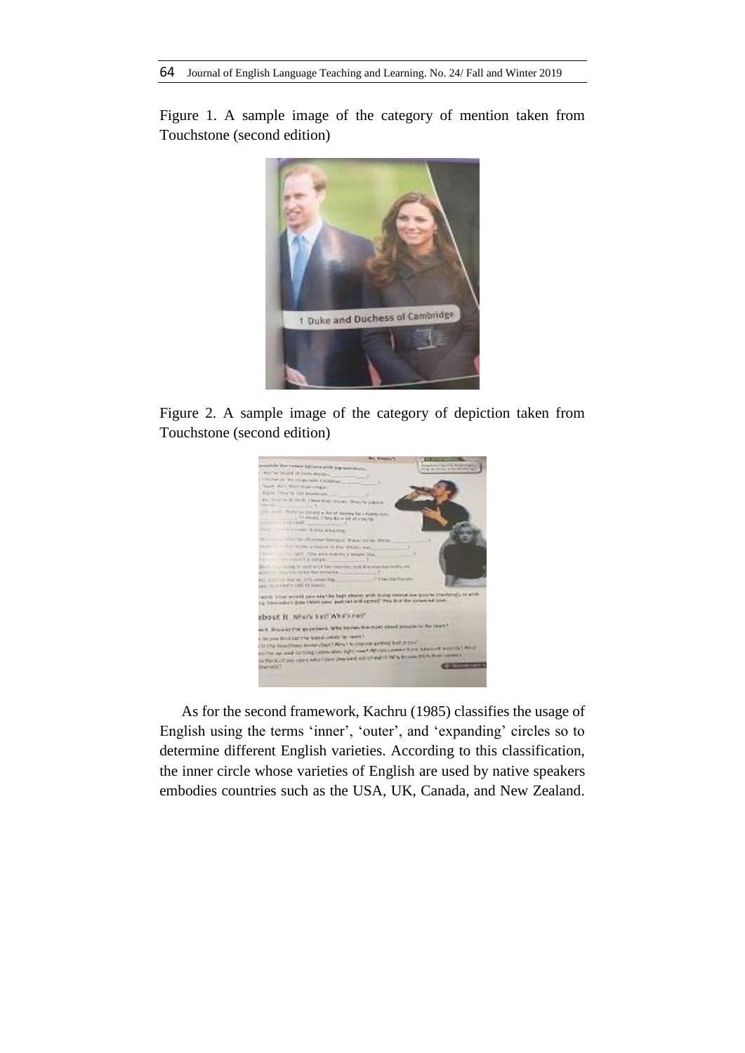Figure 1. A sample image of the category of mention taken from Touchstone (second edition)

Figure 2. A sample image of the category of depiction taken from Touchstone (second edition)

As for the second framework, Kachru (1985) classifies the usage of English using the terms 'inner', 'outer', and 'expanding' circles so to determine different English varieties. According to this classification, the inner circle whose varieties of English are used by native speakers embodies countries such as the USA, UK, Canada, and New Zealand.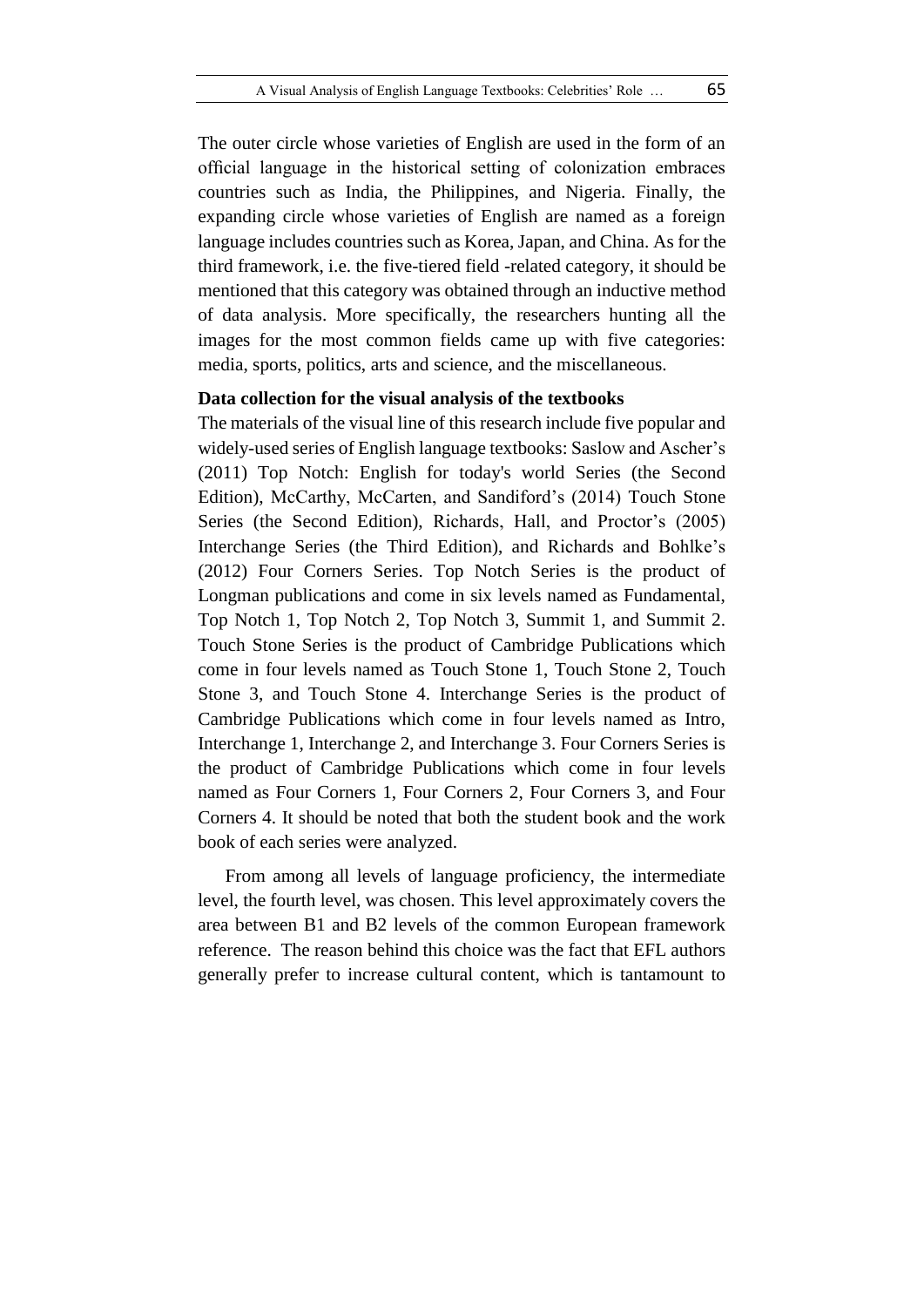The outer circle whose varieties of English are used in the form of an official language in the historical setting of colonization embraces countries such as India, the Philippines, and Nigeria. Finally, the expanding circle whose varieties of English are named as a foreign language includes countries such as Korea, Japan, and China. As for the third framework, i.e. the five-tiered field -related category, it should be mentioned that this category was obtained through an inductive method of data analysis. More specifically, the researchers hunting all the images for the most common fields came up with five categories: media, sports, politics, arts and science, and the miscellaneous.

**Data collection for the visual analysis of the textbooks**

The materials of the visual line of this research include five popular and widely-used series of English language textbooks: Saslow and Ascher's (2011) Top Notch: English for today's world Series (the Second Edition), McCarthy, McCarten, and Sandiford's (2014) Touch Stone Series (the Second Edition), Richards, Hall, and Proctor's (2005) Interchange Series (the Third Edition), and Richards and Bohlke's (2012) Four Corners Series. Top Notch Series is the product of Longman publications and come in six levels named as Fundamental, Top Notch 1, Top Notch 2, Top Notch 3, Summit 1, and Summit 2. Touch Stone Series is the product of Cambridge Publications which come in four levels named as Touch Stone 1, Touch Stone 2, Touch Stone 3, and Touch Stone 4. Interchange Series is the product of Cambridge Publications which come in four levels named as Intro, Interchange 1, Interchange 2, and Interchange 3. Four Corners Series is the product of Cambridge Publications which come in four levels named as Four Corners 1, Four Corners 2, Four Corners 3, and Four Corners 4. It should be noted that both the student book and the work book of each series were analyzed.

From among all levels of language proficiency, the intermediate level, the fourth level, was chosen. This level approximately covers the area between B1 and B2 levels of the common European framework reference. The reason behind this choice was the fact that EFL authors generally prefer to increase cultural content, which is tantamount to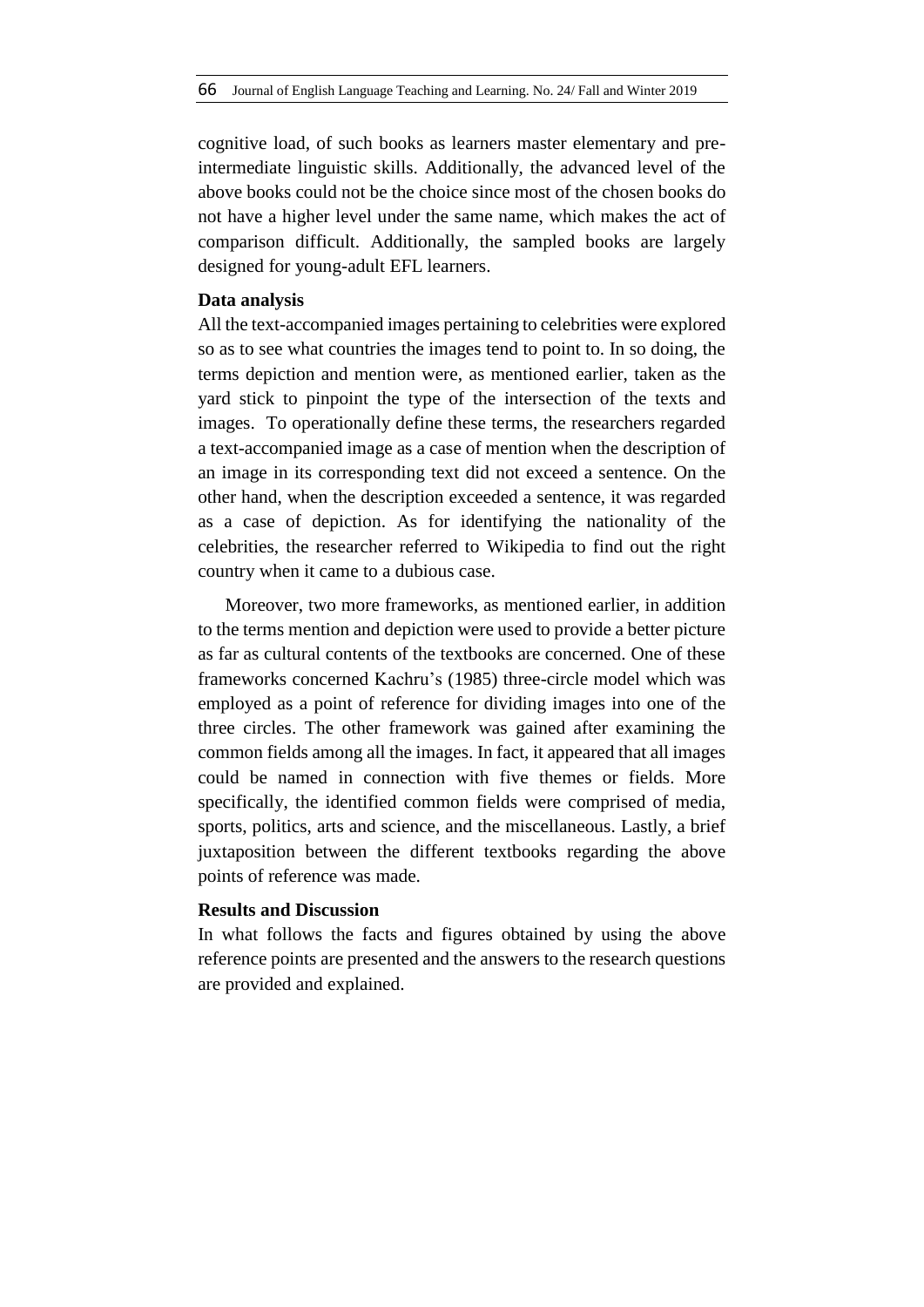cognitive load, of such books as learners master elementary and pre-intermediate linguistic skills. Additionally, the advanced level of the above books could not be the choice since most of the chosen books do not have a higher level under the same name, which makes the act of comparison difficult. Additionally, the sampled books are largely designed for young-adult EFL learners.

**Data analysis**

All the text-accompanied images pertaining to celebrities were explored so as to see what countries the images tend to point to. In so doing, the terms depiction and mention were, as mentioned earlier, taken as the yard stick to pinpoint the type of the intersection of the texts and images. To operationally define these terms, the researchers regarded a text-accompanied image as a case of mention when the description of an image in its corresponding text did not exceed a sentence. On the other hand, when the description exceeded a sentence, it was regarded as a case of depiction. As for identifying the nationality of the celebrities, the researcher referred to Wikipedia to find out the right country when it came to a dubious case.

Moreover, two more frameworks, as mentioned earlier, in addition to the terms mention and depiction were used to provide a better picture as far as cultural contents of the textbooks are concerned. One of these frameworks concerned Kachru's (1985) three-circle model which was employed as a point of reference for dividing images into one of the three circles. The other framework was gained after examining the common fields among all the images. In fact, it appeared that all images could be named in connection with five themes or fields. More specifically, the identified common fields were comprised of media, sports, politics, arts and science, and the miscellaneous. Lastly, a brief juxtaposition between the different textbooks regarding the above points of reference was made.

**Results and Discussion**

In what follows the facts and figures obtained by using the above reference points are presented and the answers to the research questions are provided and explained.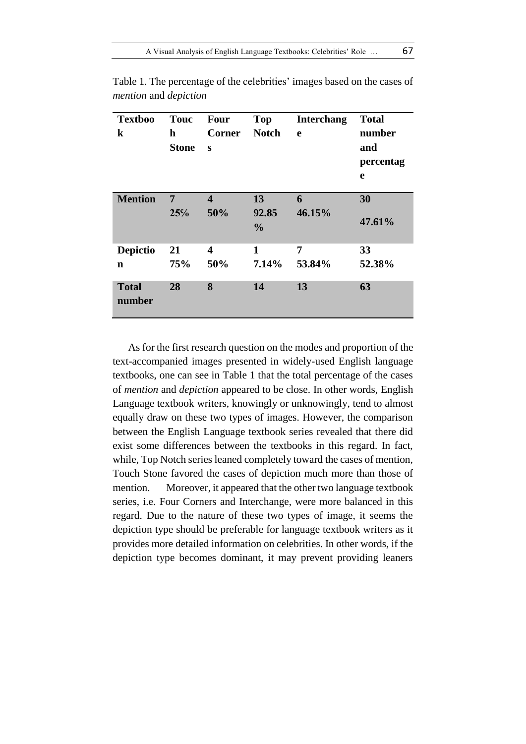Table 1. The percentage of the celebrities' images based on the cases of *mention* and *depiction*

| Textbook | Touch Stone | Four Corners | Top Notch | Interchange | Total number and percentage |
|---|---|---|---|---|---|
| **Mention** | **7**<br>**25%** | **4**<br>**50%** | **13**<br>**92.85 %** | **6**<br>**46.15%** | **30**<br>**47.61%** |
| **Depiction** | **21**<br>**75%** | **4**<br>**50%** | **1**<br>**7.14%** | **7**<br>**53.84%** | **33**<br>**52.38%** |
| **Total number** | **28** | **8** | **14** | **13** | **63** |

As for the first research question on the modes and proportion of the text-accompanied images presented in widely-used English language textbooks, one can see in Table 1 that the total percentage of the cases of *mention* and *depiction* appeared to be close. In other words, English Language textbook writers, knowingly or unknowingly, tend to almost equally draw on these two types of images. However, the comparison between the English Language textbook series revealed that there did exist some differences between the textbooks in this regard. In fact, while, Top Notch series leaned completely toward the cases of mention, Touch Stone favored the cases of depiction much more than those of mention. Moreover, it appeared that the other two language textbook series, i.e. Four Corners and Interchange, were more balanced in this regard. Due to the nature of these two types of image, it seems the depiction type should be preferable for language textbook writers as it provides more detailed information on celebrities. In other words, if the depiction type becomes dominant, it may prevent providing leaners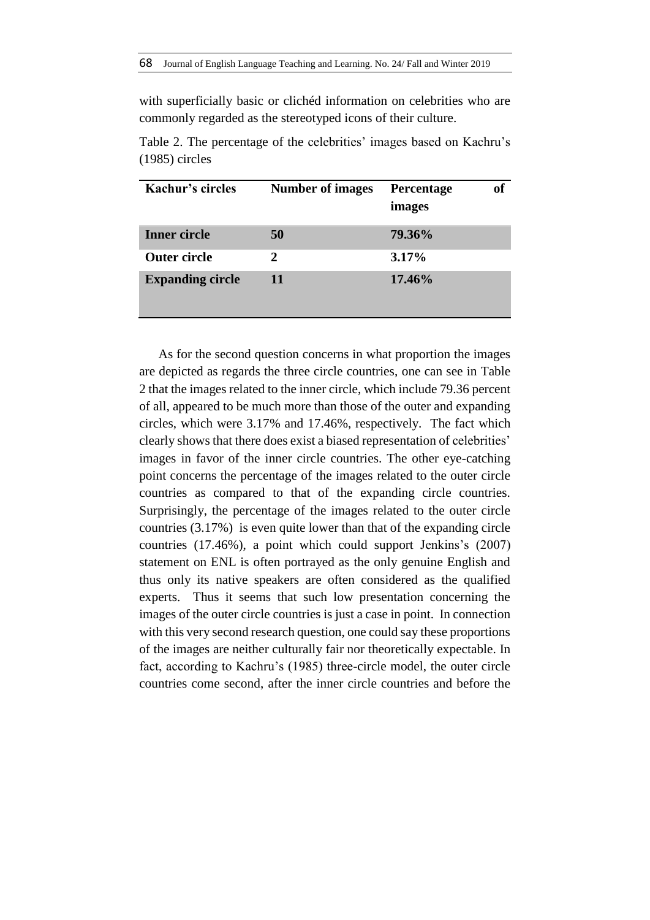with superficially basic or clichéd information on celebrities who are commonly regarded as the stereotyped icons of their culture.

Table 2. The percentage of the celebrities' images based on Kachru's (1985) circles

| Kachur's circles | Number of images | Percentage of images |
|---|---|---|
| **Inner circle** | **50** | **79.36%** |
| **Outer circle** | **2** | **3.17%** |
| **Expanding circle** | **11** | **17.46%** |

As for the second question concerns in what proportion the images are depicted as regards the three circle countries, one can see in Table 2 that the images related to the inner circle, which include 79.36 percent of all, appeared to be much more than those of the outer and expanding circles, which were 3.17% and 17.46%, respectively. The fact which clearly shows that there does exist a biased representation of celebrities' images in favor of the inner circle countries. The other eye-catching point concerns the percentage of the images related to the outer circle countries as compared to that of the expanding circle countries. Surprisingly, the percentage of the images related to the outer circle countries (3.17%) is even quite lower than that of the expanding circle countries (17.46%), a point which could support Jenkins's (2007) statement on ENL is often portrayed as the only genuine English and thus only its native speakers are often considered as the qualified experts. Thus it seems that such low presentation concerning the images of the outer circle countries is just a case in point. In connection with this very second research question, one could say these proportions of the images are neither culturally fair nor theoretically expectable. In fact, according to Kachru's (1985) three-circle model, the outer circle countries come second, after the inner circle countries and before the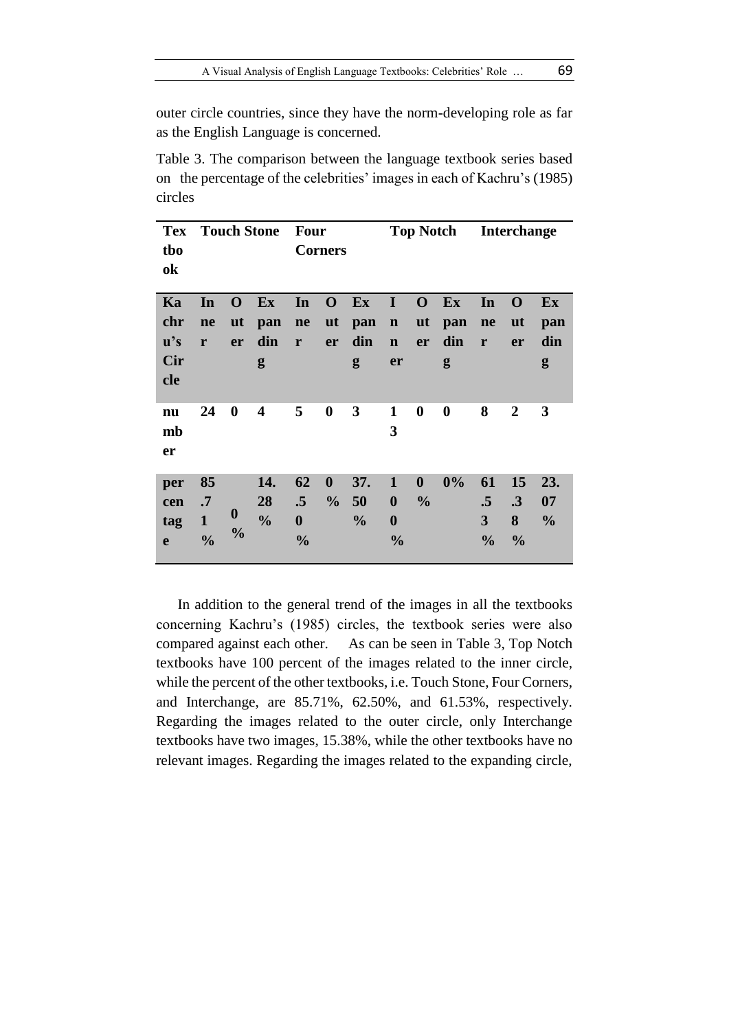outer circle countries, since they have the norm-developing role as far as the English Language is concerned.

Table 3. The comparison between the language textbook series based on the percentage of the celebrities' images in each of Kachru's (1985) circles

| Textbook | Touch Stone | | | Four Corners | | | Top Notch | | | Interchange | | |
|---|---|---|---|---|---|---|---|---|---|---|---|---|
| Kachru's Circle | Inner | Outer | Expanding | Inner | Outer | Expanding | Inner | Outer | Expanding | Inner | Outer | Expanding |
| number | 24 | 0 | 4 | 5 | 0 | 3 | 13 | 0 | 0 | 8 | 2 | 3 |
| percentage | 85.71% | 0% | 14.28% | 62.50% | 0% | 37.50% | 100% | 0% | 0% | 61.53% | 15.38% | 23.07% |

In addition to the general trend of the images in all the textbooks concerning Kachru's (1985) circles, the textbook series were also compared against each other. As can be seen in Table 3, Top Notch textbooks have 100 percent of the images related to the inner circle, while the percent of the other textbooks, i.e. Touch Stone, Four Corners, and Interchange, are 85.71%, 62.50%, and 61.53%, respectively. Regarding the images related to the outer circle, only Interchange textbooks have two images, 15.38%, while the other textbooks have no relevant images. Regarding the images related to the expanding circle,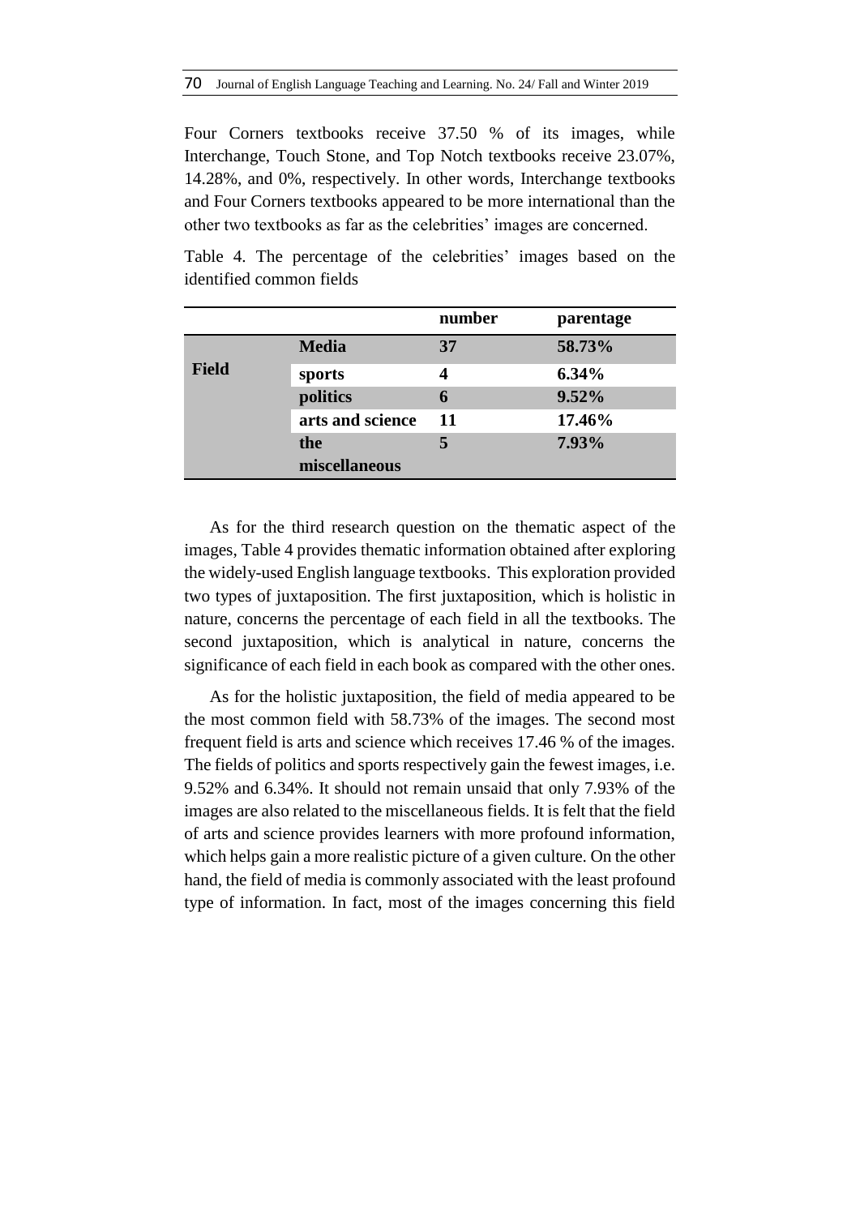Four Corners textbooks receive 37.50 % of its images, while Interchange, Touch Stone, and Top Notch textbooks receive 23.07%, 14.28%, and 0%, respectively. In other words, Interchange textbooks and Four Corners textbooks appeared to be more international than the other two textbooks as far as the celebrities' images are concerned.

Table 4. The percentage of the celebrities' images based on the identified common fields

| | | number | parentage |
|---|---|---|---|
| **Field** | **Media** | **37** | **58.73%** |
| | **sports** | **4** | **6.34%** |
| | **politics** | **6** | **9.52%** |
| | **arts and science** | **11** | **17.46%** |
| | **the miscellaneous** | **5** | **7.93%** |

As for the third research question on the thematic aspect of the images, Table 4 provides thematic information obtained after exploring the widely-used English language textbooks. This exploration provided two types of juxtaposition. The first juxtaposition, which is holistic in nature, concerns the percentage of each field in all the textbooks. The second juxtaposition, which is analytical in nature, concerns the significance of each field in each book as compared with the other ones.

As for the holistic juxtaposition, the field of media appeared to be the most common field with 58.73% of the images. The second most frequent field is arts and science which receives 17.46 % of the images. The fields of politics and sports respectively gain the fewest images, i.e. 9.52% and 6.34%. It should not remain unsaid that only 7.93% of the images are also related to the miscellaneous fields. It is felt that the field of arts and science provides learners with more profound information, which helps gain a more realistic picture of a given culture. On the other hand, the field of media is commonly associated with the least profound type of information. In fact, most of the images concerning this field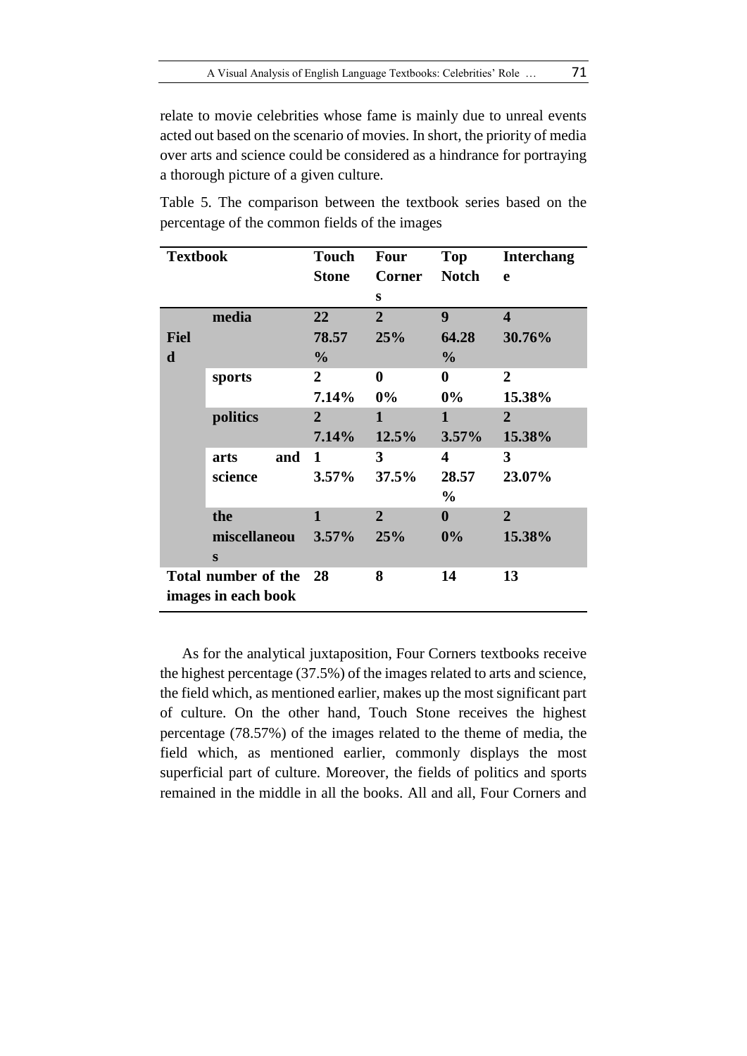relate to movie celebrities whose fame is mainly due to unreal events acted out based on the scenario of movies. In short, the priority of media over arts and science could be considered as a hindrance for portraying a thorough picture of a given culture.

Table 5. The comparison between the textbook series based on the percentage of the common fields of the images

| **Textbook** | | **Touch Stone** | **Four Corners** | **Top Notch** | **Interchange** |
|---|---|---|---|---|---|
| **Field** | **media** | **22** **78.57%** | **2** **25%** | **9** **64.28%** | **4** **30.76%** |
| | **sports** | **2** **7.14%** | **0** **0%** | **0** **0%** | **2** **15.38%** |
| | **politics** | **2** **7.14%** | **1** **12.5%** | **1** **3.57%** | **2** **15.38%** |
| | **arts and science** | **1** **3.57%** | **3** **37.5%** | **4** **28.57%** | **3** **23.07%** |
| | **the miscellaneous** | **1** **3.57%** | **2** **25%** | **0** **0%** | **2** **15.38%** |
| **Total number of the images in each book** | | **28** | **8** | **14** | **13** |

As for the analytical juxtaposition, Four Corners textbooks receive the highest percentage (37.5%) of the images related to arts and science, the field which, as mentioned earlier, makes up the most significant part of culture. On the other hand, Touch Stone receives the highest percentage (78.57%) of the images related to the theme of media, the field which, as mentioned earlier, commonly displays the most superficial part of culture. Moreover, the fields of politics and sports remained in the middle in all the books. All and all, Four Corners and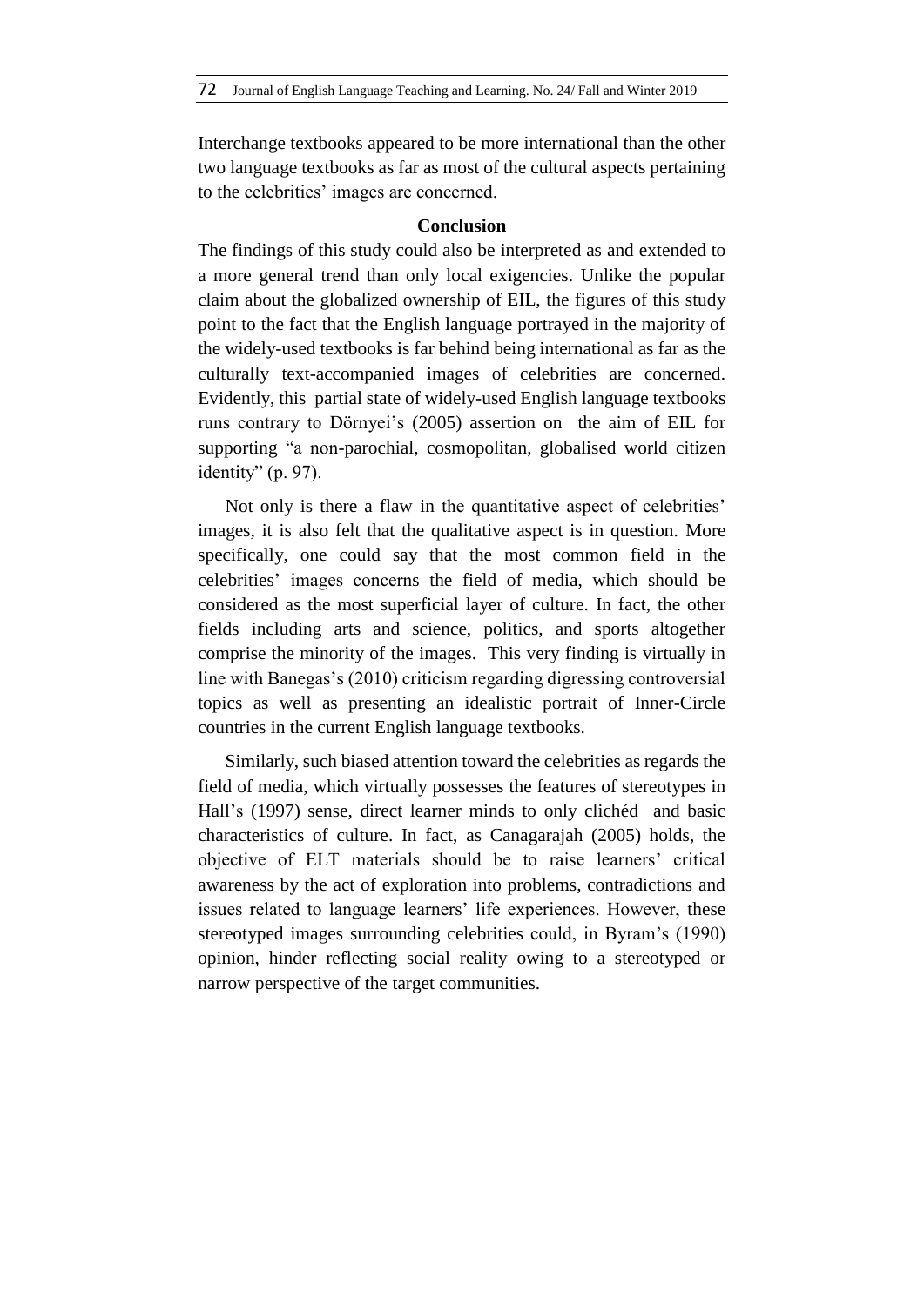Interchange textbooks appeared to be more international than the other two language textbooks as far as most of the cultural aspects pertaining to the celebrities' images are concerned.

## Conclusion

The findings of this study could also be interpreted as and extended to a more general trend than only local exigencies. Unlike the popular claim about the globalized ownership of EIL, the figures of this study point to the fact that the English language portrayed in the majority of the widely-used textbooks is far behind being international as far as the culturally text-accompanied images of celebrities are concerned. Evidently, this partial state of widely-used English language textbooks runs contrary to Dörnyei's (2005) assertion on the aim of EIL for supporting "a non-parochial, cosmopolitan, globalised world citizen identity" (p. 97).

Not only is there a flaw in the quantitative aspect of celebrities' images, it is also felt that the qualitative aspect is in question. More specifically, one could say that the most common field in the celebrities' images concerns the field of media, which should be considered as the most superficial layer of culture. In fact, the other fields including arts and science, politics, and sports altogether comprise the minority of the images. This very finding is virtually in line with Banegas's (2010) criticism regarding digressing controversial topics as well as presenting an idealistic portrait of Inner-Circle countries in the current English language textbooks.

Similarly, such biased attention toward the celebrities as regards the field of media, which virtually possesses the features of stereotypes in Hall's (1997) sense, direct learner minds to only clichéd and basic characteristics of culture. In fact, as Canagarajah (2005) holds, the objective of ELT materials should be to raise learners' critical awareness by the act of exploration into problems, contradictions and issues related to language learners' life experiences. However, these stereotyped images surrounding celebrities could, in Byram's (1990) opinion, hinder reflecting social reality owing to a stereotyped or narrow perspective of the target communities.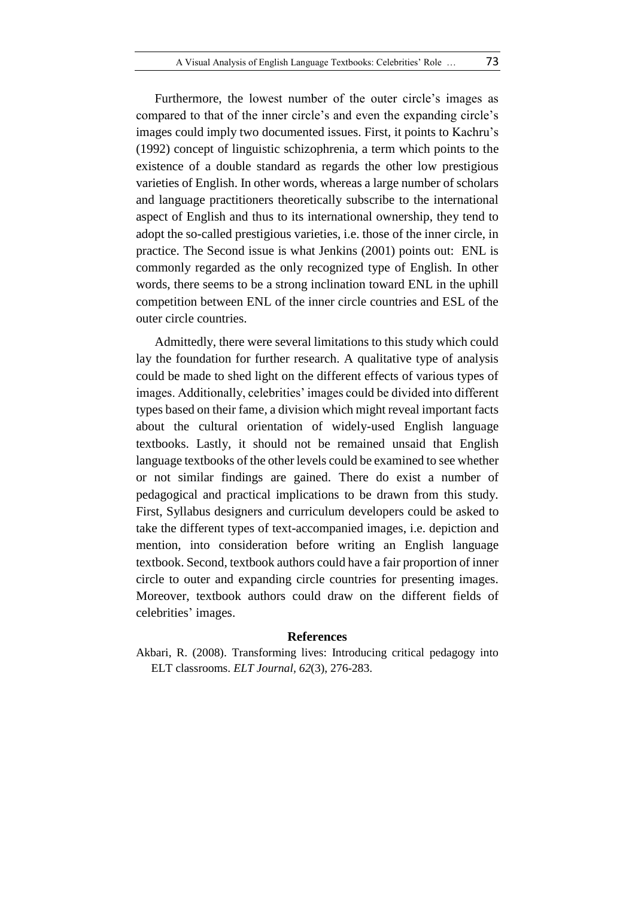Furthermore, the lowest number of the outer circle's images as compared to that of the inner circle's and even the expanding circle's images could imply two documented issues. First, it points to Kachru's (1992) concept of linguistic schizophrenia, a term which points to the existence of a double standard as regards the other low prestigious varieties of English. In other words, whereas a large number of scholars and language practitioners theoretically subscribe to the international aspect of English and thus to its international ownership, they tend to adopt the so-called prestigious varieties, i.e. those of the inner circle, in practice. The Second issue is what Jenkins (2001) points out: ENL is commonly regarded as the only recognized type of English. In other words, there seems to be a strong inclination toward ENL in the uphill competition between ENL of the inner circle countries and ESL of the outer circle countries.

Admittedly, there were several limitations to this study which could lay the foundation for further research. A qualitative type of analysis could be made to shed light on the different effects of various types of images. Additionally, celebrities' images could be divided into different types based on their fame, a division which might reveal important facts about the cultural orientation of widely-used English language textbooks. Lastly, it should not be remained unsaid that English language textbooks of the other levels could be examined to see whether or not similar findings are gained. There do exist a number of pedagogical and practical implications to be drawn from this study. First, Syllabus designers and curriculum developers could be asked to take the different types of text-accompanied images, i.e. depiction and mention, into consideration before writing an English language textbook. Second, textbook authors could have a fair proportion of inner circle to outer and expanding circle countries for presenting images. Moreover, textbook authors could draw on the different fields of celebrities' images.

## References

Akbari, R. (2008). Transforming lives: Introducing critical pedagogy into ELT classrooms. *ELT Journal*, *62*(3), 276-283.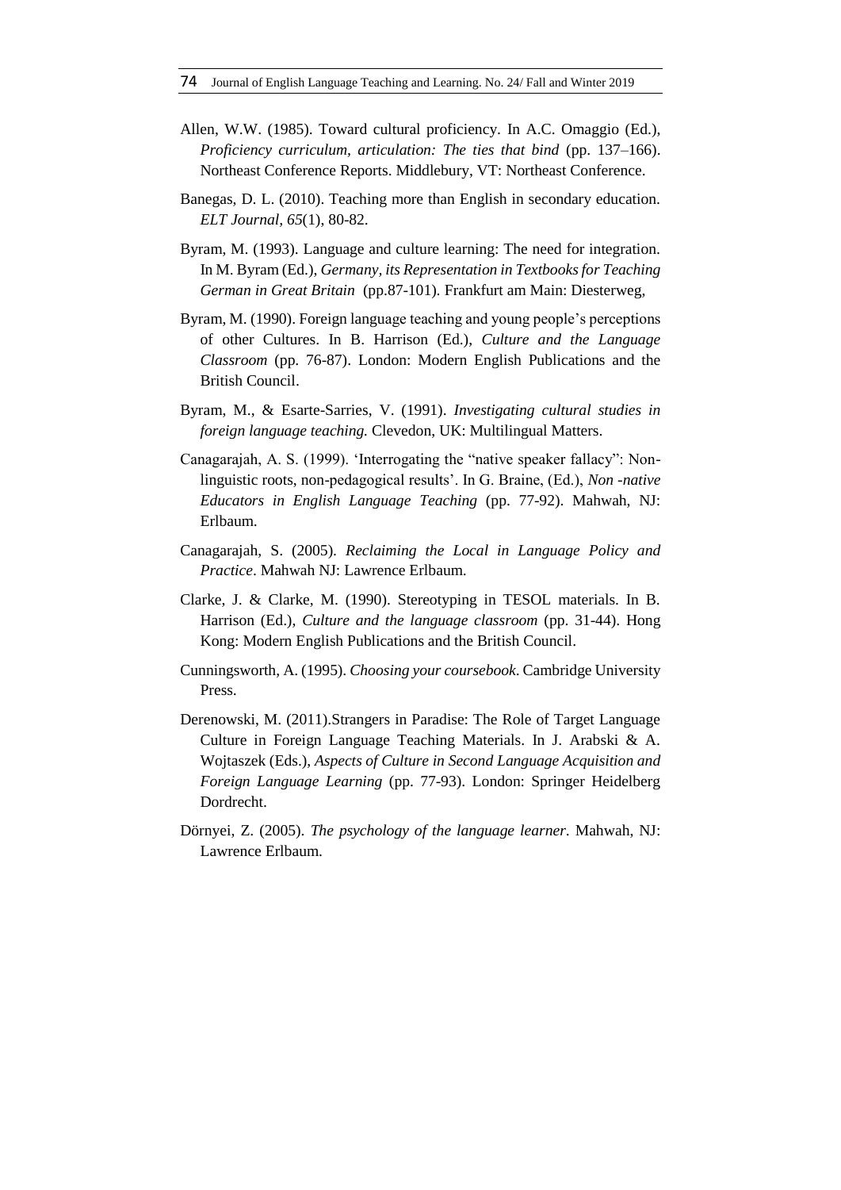Allen, W.W. (1985). Toward cultural proficiency. In A.C. Omaggio (Ed.), *Proficiency curriculum, articulation: The ties that bind* (pp. 137–166). Northeast Conference Reports. Middlebury, VT: Northeast Conference.

Banegas, D. L. (2010). Teaching more than English in secondary education. *ELT Journal*, *65*(1), 80-82.

Byram, M. (1993). Language and culture learning: The need for integration. In M. Byram (Ed.), *Germany, its Representation in Textbooks for Teaching German in Great Britain* (pp.87-101). Frankfurt am Main: Diesterweg,

Byram, M. (1990). Foreign language teaching and young people's perceptions of other Cultures. In B. Harrison (Ed.), *Culture and the Language Classroom* (pp. 76-87). London: Modern English Publications and the British Council.

Byram, M., & Esarte-Sarries, V. (1991). *Investigating cultural studies in foreign language teaching.* Clevedon, UK: Multilingual Matters.

Canagarajah, A. S. (1999). 'Interrogating the "native speaker fallacy": Non-linguistic roots, non-pedagogical results'. In G. Braine, (Ed.), *Non -native Educators in English Language Teaching* (pp. 77-92). Mahwah, NJ: Erlbaum.

Canagarajah, S. (2005). *Reclaiming the Local in Language Policy and Practice*. Mahwah NJ: Lawrence Erlbaum.

Clarke, J. & Clarke, M. (1990). Stereotyping in TESOL materials. In B. Harrison (Ed.), *Culture and the language classroom* (pp. 31-44). Hong Kong: Modern English Publications and the British Council.

Cunningsworth, A. (1995). *Choosing your coursebook*. Cambridge University Press.

Derenowski, M. (2011).Strangers in Paradise: The Role of Target Language Culture in Foreign Language Teaching Materials. In J. Arabski & A. Wojtaszek (Eds.), *Aspects of Culture in Second Language Acquisition and Foreign Language Learning* (pp. 77-93). London: Springer Heidelberg Dordrecht.

Dörnyei, Z. (2005). *The psychology of the language learner*. Mahwah, NJ: Lawrence Erlbaum.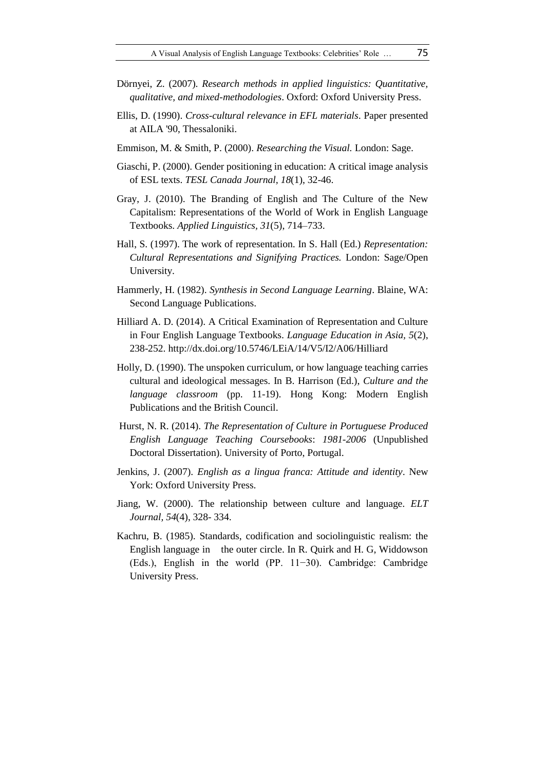Dörnyei, Z. (2007). *Research methods in applied linguistics: Quantitative, qualitative, and mixed-methodologies*. Oxford: Oxford University Press.

Ellis, D. (1990). *Cross-cultural relevance in EFL materials*. Paper presented at AILA '90, Thessaloniki.

Emmison, M. & Smith, P. (2000). *Researching the Visual.* London: Sage.

Giaschi, P. (2000). Gender positioning in education: A critical image analysis of ESL texts. *TESL Canada Journal*, *18*(1), 32-46.

Gray, J. (2010). The Branding of English and The Culture of the New Capitalism: Representations of the World of Work in English Language Textbooks. *Applied Linguistics*, *31*(5), 714–733.

Hall, S. (1997). The work of representation. In S. Hall (Ed.) *Representation: Cultural Representations and Signifying Practices.* London: Sage/Open University.

Hammerly, H. (1982). *Synthesis in Second Language Learning*. Blaine, WA: Second Language Publications.

Hilliard A. D. (2014). A Critical Examination of Representation and Culture in Four English Language Textbooks. *Language Education in Asia*, *5*(2), 238-252. http://dx.doi.org/10.5746/LEiA/14/V5/I2/A06/Hilliard

Holly, D. (1990). The unspoken curriculum, or how language teaching carries cultural and ideological messages. In B. Harrison (Ed.), *Culture and the language classroom* (pp. 11-19). Hong Kong: Modern English Publications and the British Council.

Hurst, N. R. (2014). *The Representation of Culture in Portuguese Produced English Language Teaching Coursebooks*: *1981-2006* (Unpublished Doctoral Dissertation). University of Porto, Portugal.

Jenkins, J. (2007). *English as a lingua franca: Attitude and identity*. New York: Oxford University Press.

Jiang, W. (2000). The relationship between culture and language. *ELT Journal*, *54*(4), 328- 334.

Kachru, B. (1985). Standards, codification and sociolinguistic realism: the English language in the outer circle. In R. Quirk and H. G, Widdowson (Eds.), English in the world (PP. 11−30). Cambridge: Cambridge University Press.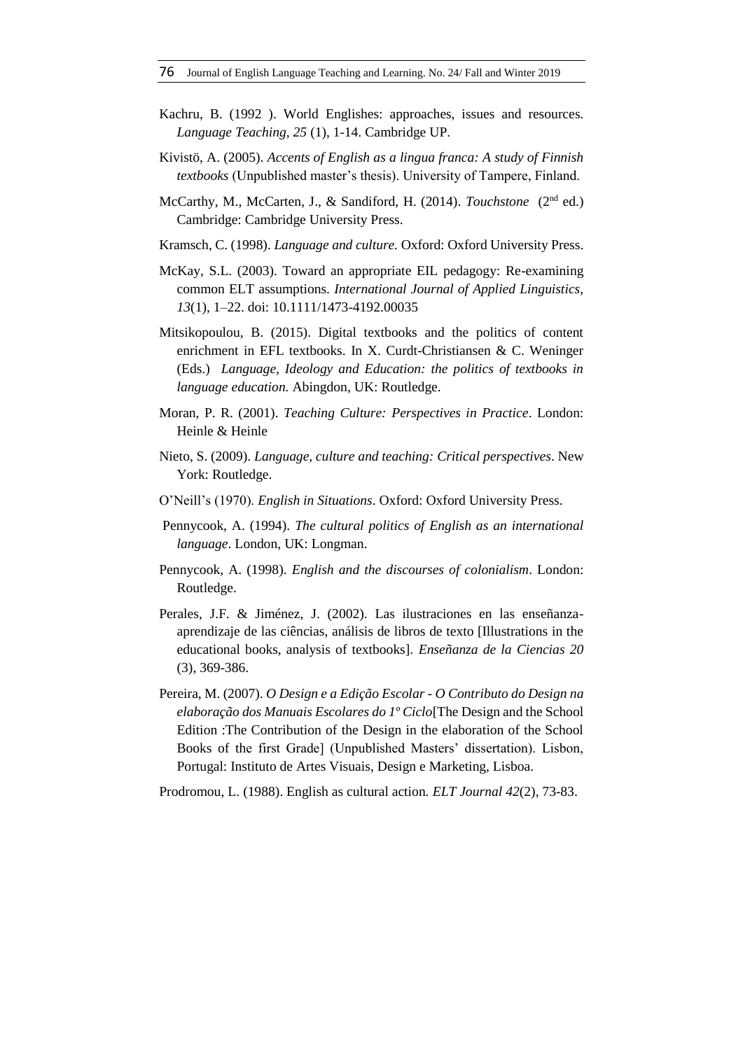Kachru, B. (1992 ). World Englishes: approaches, issues and resources. *Language Teaching, 25* (1), 1-14. Cambridge UP.

Kivistö, A. (2005). *Accents of English as a lingua franca: A study of Finnish textbooks* (Unpublished master's thesis). University of Tampere, Finland.

McCarthy, M., McCarten, J., & Sandiford, H. (2014). *Touchstone* (2nd ed.) Cambridge: Cambridge University Press.

Kramsch, C. (1998). *Language and culture.* Oxford: Oxford University Press.

McKay, S.L. (2003). Toward an appropriate EIL pedagogy: Re-examining common ELT assumptions. *International Journal of Applied Linguistics, 13*(1), 1–22. doi: 10.1111/1473-4192.00035

Mitsikopoulou, B. (2015). Digital textbooks and the politics of content enrichment in EFL textbooks. In X. Curdt-Christiansen & C. Weninger (Eds.) *Language, Ideology and Education: the politics of textbooks in language education.* Abingdon, UK: Routledge.

Moran, P. R. (2001). *Teaching Culture: Perspectives in Practice*. London: Heinle & Heinle

Nieto, S. (2009). *Language, culture and teaching: Critical perspectives*. New York: Routledge.

O'Neill's (1970). *English in Situations*. Oxford: Oxford University Press.

Pennycook, A. (1994). *The cultural politics of English as an international language*. London, UK: Longman.

Pennycook, A. (1998). *English and the discourses of colonialism*. London: Routledge.

Perales, J.F. & Jiménez, J. (2002). Las ilustraciones en las enseñanza-aprendizaje de las ciências, análisis de libros de texto [Illustrations in the educational books, analysis of textbooks]. *Enseñanza de la Ciencias 20* (3), 369-386.

Pereira, M. (2007). *O Design e a Edição Escolar - O Contributo do Design na elaboração dos Manuais Escolares do 1º Ciclo*[The Design and the School Edition :The Contribution of the Design in the elaboration of the School Books of the first Grade] (Unpublished Masters' dissertation). Lisbon, Portugal: Instituto de Artes Visuais, Design e Marketing, Lisboa.

Prodromou, L. (1988). English as cultural action. *ELT Journal 42*(2), 73-83.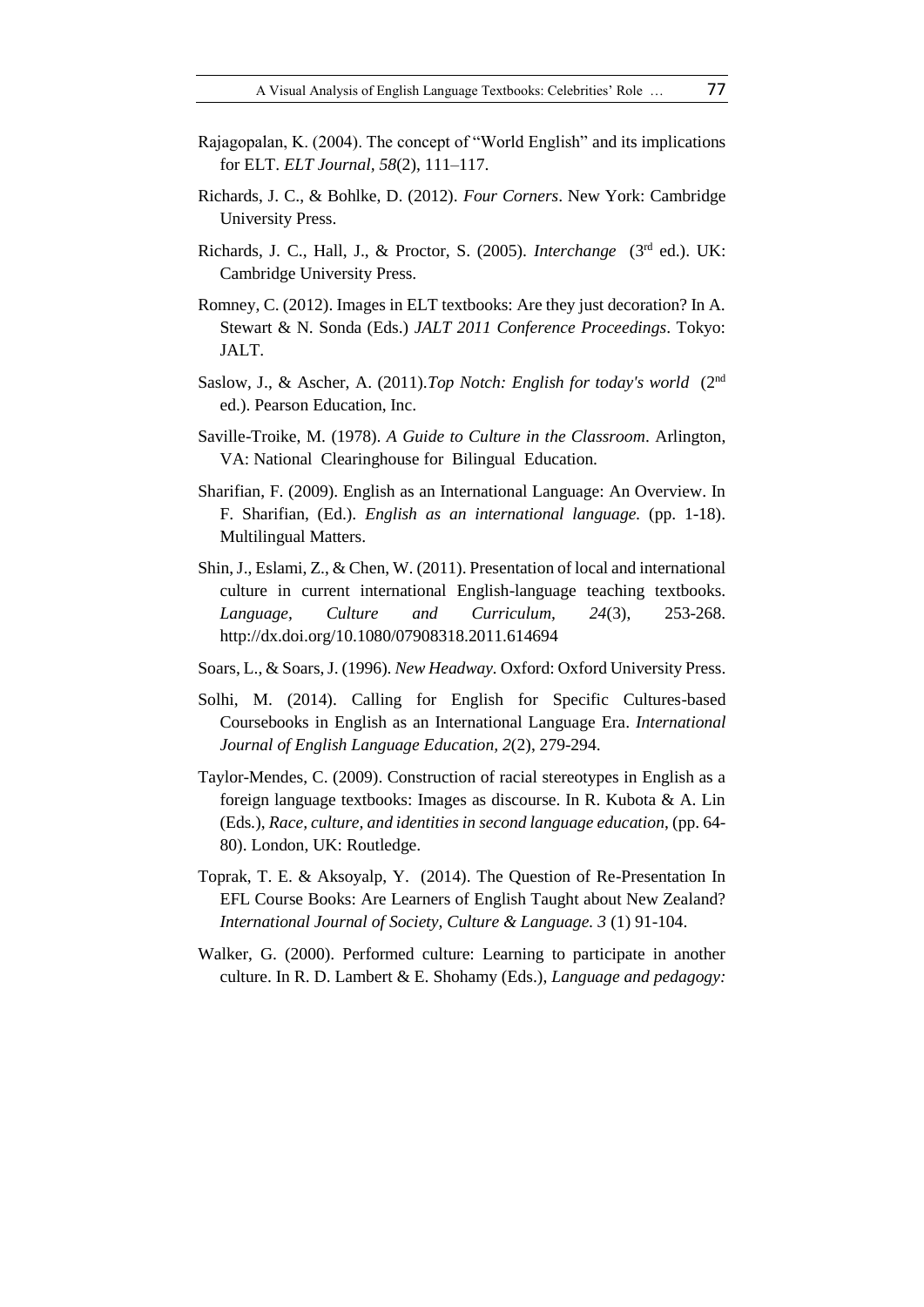Rajagopalan, K. (2004). The concept of "World English" and its implications for ELT. *ELT Journal*, *58*(2), 111–117.

Richards, J. C., & Bohlke, D. (2012). *Four Corners*. New York: Cambridge University Press.

Richards, J. C., Hall, J., & Proctor, S. (2005). *Interchange* (3rd ed.). UK: Cambridge University Press.

Romney, C. (2012). Images in ELT textbooks: Are they just decoration? In A. Stewart & N. Sonda (Eds.) *JALT 2011 Conference Proceedings*. Tokyo: JALT.

Saslow, J., & Ascher, A. (2011).*Top Notch: English for today's world* (2nd ed.). Pearson Education, Inc.

Saville-Troike, M. (1978). *A Guide to Culture in the Classroom*. Arlington, VA: National Clearinghouse for Bilingual Education.

Sharifian, F. (2009). English as an International Language: An Overview. In F. Sharifian, (Ed.). *English as an international language.* (pp. 1-18). Multilingual Matters.

Shin, J., Eslami, Z., & Chen, W. (2011). Presentation of local and international culture in current international English-language teaching textbooks. *Language, Culture and Curriculum, 24*(3), 253-268. http://dx.doi.org/10.1080/07908318.2011.614694

Soars, L., & Soars, J. (1996). *New Headway.* Oxford: Oxford University Press.

Solhi, M. (2014). Calling for English for Specific Cultures-based Coursebooks in English as an International Language Era. *International Journal of English Language Education, 2*(2), 279-294.

Taylor-Mendes, C. (2009). Construction of racial stereotypes in English as a foreign language textbooks: Images as discourse. In R. Kubota & A. Lin (Eds.), *Race, culture, and identities in second language education*, (pp. 64-80). London, UK: Routledge.

Toprak, T. E. & Aksoyalp, Y. (2014). The Question of Re-Presentation In EFL Course Books: Are Learners of English Taught about New Zealand? *International Journal of Society, Culture & Language. 3* (1) 91-104.

Walker, G. (2000). Performed culture: Learning to participate in another culture. In R. D. Lambert & E. Shohamy (Eds.), *Language and pedagogy:*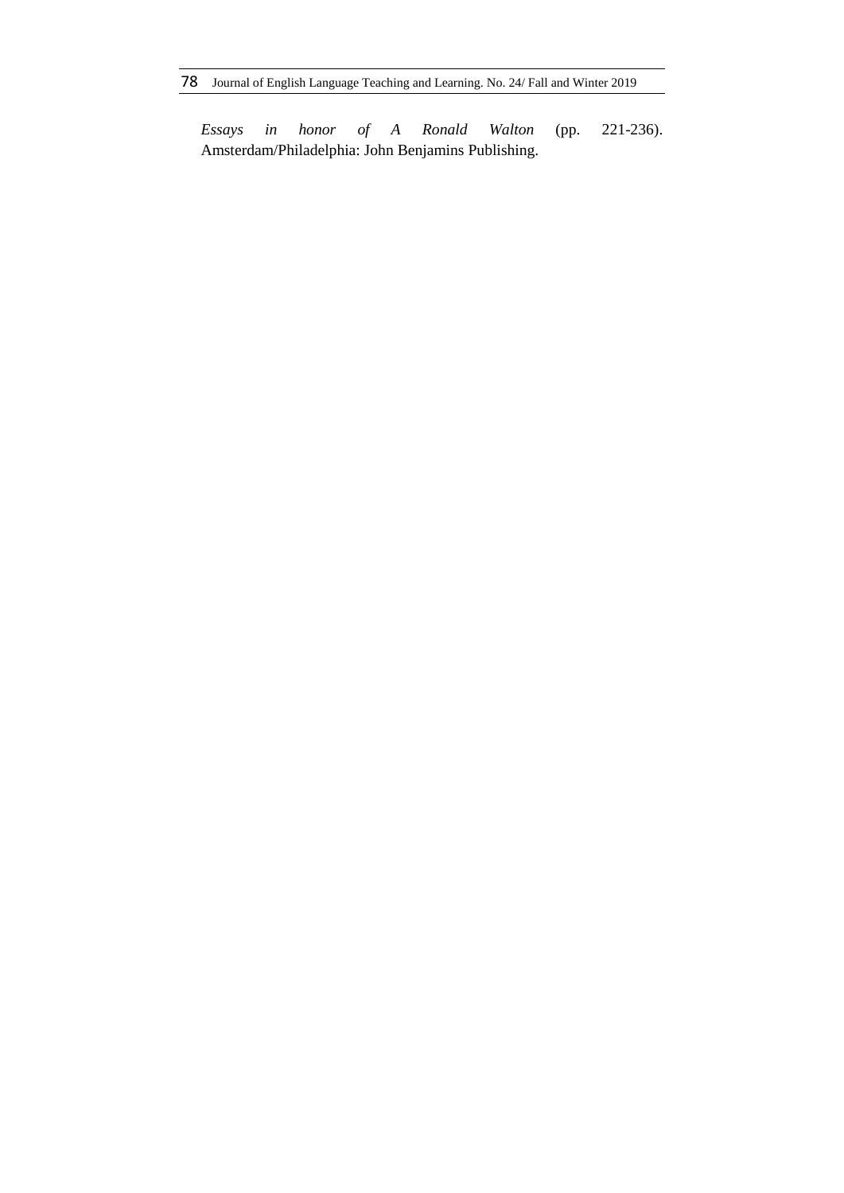*Essays in honor of A Ronald Walton* (pp. 221-236). Amsterdam/Philadelphia: John Benjamins Publishing.